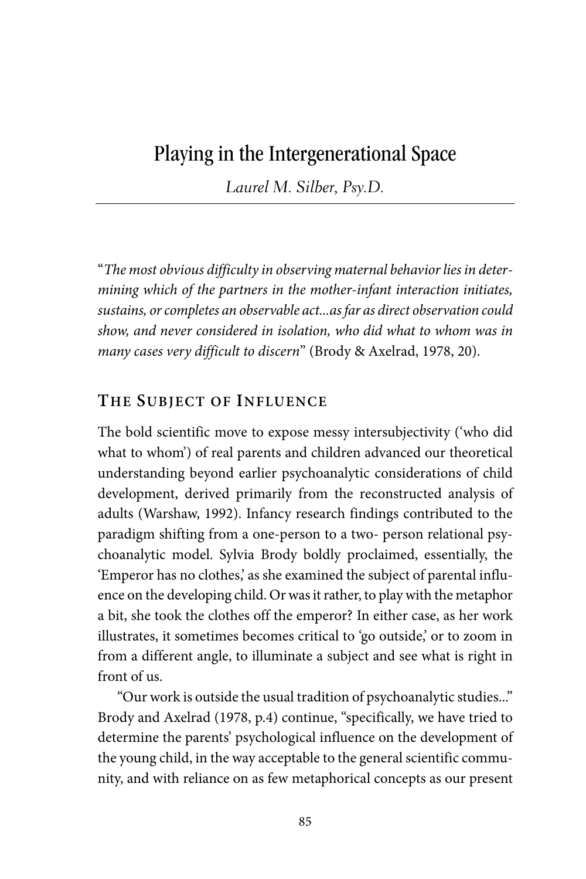# Playing in the Intergenerational Space

*Laurel M. Silber, Psy.D.*

"*The most obvious difficulty in observing maternal behavior lies in determining which of the partners in the mother-infant interaction initiates, sustains, or completes an observable act...as far as direct observation could show, and never considered in isolation, who did what to whom was in many cases very difficult to discern*" (Brody & Axelrad, 1978, 20).

## The Subject of Influence

The bold scientific move to expose messy intersubjectivity ('who did what to whom') of real parents and children advanced our theoretical understanding beyond earlier psychoanalytic considerations of child development, derived primarily from the reconstructed analysis of adults (Warshaw, 1992). Infancy research findings contributed to the paradigm shifting from a one-person to a two- person relational psychoanalytic model. Sylvia Brody boldly proclaimed, essentially, the 'Emperor has no clothes,' as she examined the subject of parental influence on the developing child. Or was it rather, to play with the metaphor a bit, she took the clothes off the emperor? In either case, as her work illustrates, it sometimes becomes critical to 'go outside,' or to zoom in from a different angle, to illuminate a subject and see what is right in front of us.

"Our work is outside the usual tradition of psychoanalytic studies..." Brody and Axelrad (1978, p.4) continue, "specifically, we have tried to determine the parents' psychological influence on the development of the young child, in the way acceptable to the general scientific community, and with reliance on as few metaphorical concepts as our present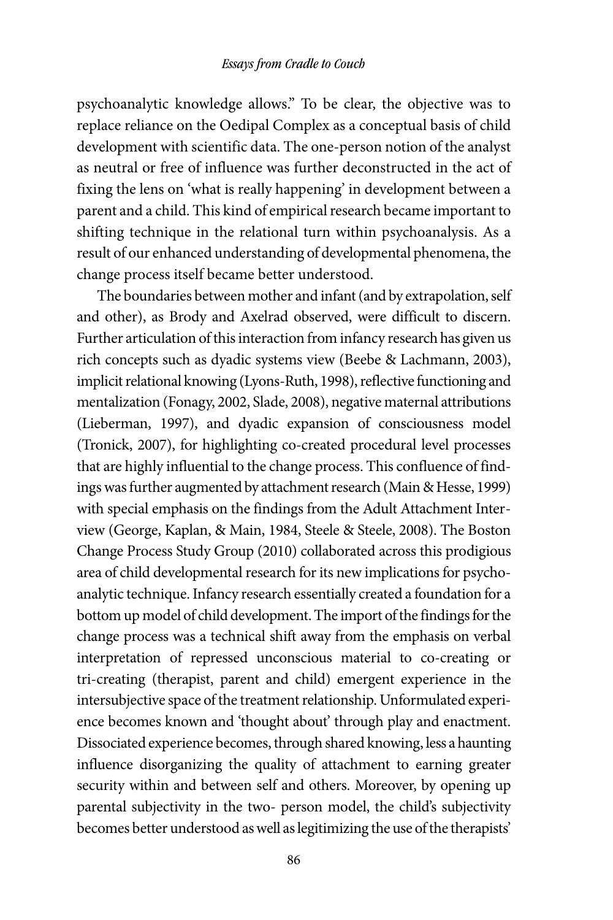psychoanalytic knowledge allows." To be clear, the objective was to replace reliance on the Oedipal Complex as a conceptual basis of child development with scientific data. The one-person notion of the analyst as neutral or free of influence was further deconstructed in the act of fixing the lens on 'what is really happening' in development between a parent and a child. This kind of empirical research became important to shifting technique in the relational turn within psychoanalysis. As a result of our enhanced understanding of developmental phenomena, the change process itself became better understood.

The boundaries between mother and infant (and by extrapolation, self and other), as Brody and Axelrad observed, were difficult to discern. Further articulation of this interaction from infancy research has given us rich concepts such as dyadic systems view (Beebe & Lachmann, 2003), implicit relational knowing (Lyons-Ruth, 1998), reflective functioning and mentalization (Fonagy, 2002, Slade, 2008), negative maternal attributions (Lieberman, 1997), and dyadic expansion of consciousness model (Tronick, 2007), for highlighting co-created procedural level processes that are highly influential to the change process. This confluence of findings was further augmented by attachment research (Main & Hesse, 1999) with special emphasis on the findings from the Adult Attachment Interview (George, Kaplan, & Main, 1984, Steele & Steele, 2008). The Boston Change Process Study Group (2010) collaborated across this prodigious area of child developmental research for its new implications for psychoanalytic technique. Infancy research essentially created a foundation for a bottom up model of child development. The import of the findings for the change process was a technical shift away from the emphasis on verbal interpretation of repressed unconscious material to co-creating or tri-creating (therapist, parent and child) emergent experience in the intersubjective space of the treatment relationship. Unformulated experience becomes known and 'thought about' through play and enactment. Dissociated experience becomes, through shared knowing, less a haunting influence disorganizing the quality of attachment to earning greater security within and between self and others. Moreover, by opening up parental subjectivity in the two- person model, the child's subjectivity becomes better understood as well as legitimizing the use of the therapists'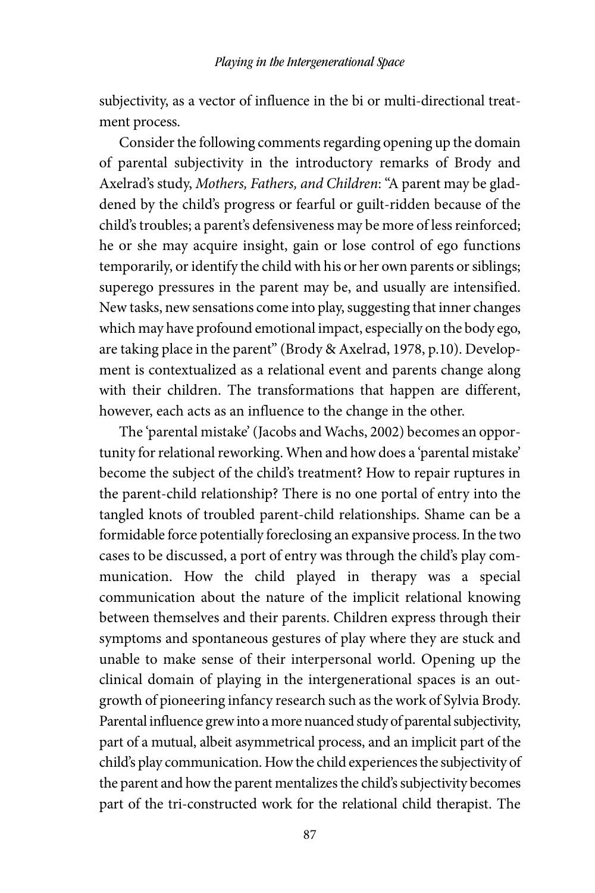subjectivity, as a vector of influence in the bi or multi-directional treatment process.

Consider the following comments regarding opening up the domain of parental subjectivity in the introductory remarks of Brody and Axelrad's study, *Mothers, Fathers, and Children*: "A parent may be gladdened by the child's progress or fearful or guilt-ridden because of the child's troubles; a parent's defensiveness may be more of less reinforced; he or she may acquire insight, gain or lose control of ego functions temporarily, or identify the child with his or her own parents or siblings; superego pressures in the parent may be, and usually are intensified. New tasks, new sensations come into play, suggesting that inner changes which may have profound emotional impact, especially on the body ego, are taking place in the parent" (Brody & Axelrad, 1978, p.10). Development is contextualized as a relational event and parents change along with their children. The transformations that happen are different, however, each acts as an influence to the change in the other.

The 'parental mistake' (Jacobs and Wachs, 2002) becomes an opportunity for relational reworking. When and how does a 'parental mistake' become the subject of the child's treatment? How to repair ruptures in the parent-child relationship? There is no one portal of entry into the tangled knots of troubled parent-child relationships. Shame can be a formidable force potentially foreclosing an expansive process. In the two cases to be discussed, a port of entry was through the child's play communication. How the child played in therapy was a special communication about the nature of the implicit relational knowing between themselves and their parents. Children express through their symptoms and spontaneous gestures of play where they are stuck and unable to make sense of their interpersonal world. Opening up the clinical domain of playing in the intergenerational spaces is an outgrowth of pioneering infancy research such as the work of Sylvia Brody. Parental influence grew into a more nuanced study of parental subjectivity, part of a mutual, albeit asymmetrical process, and an implicit part of the child's play communication. How the child experiences the subjectivity of the parent and how the parent mentalizes the child's subjectivity becomes part of the tri-constructed work for the relational child therapist. The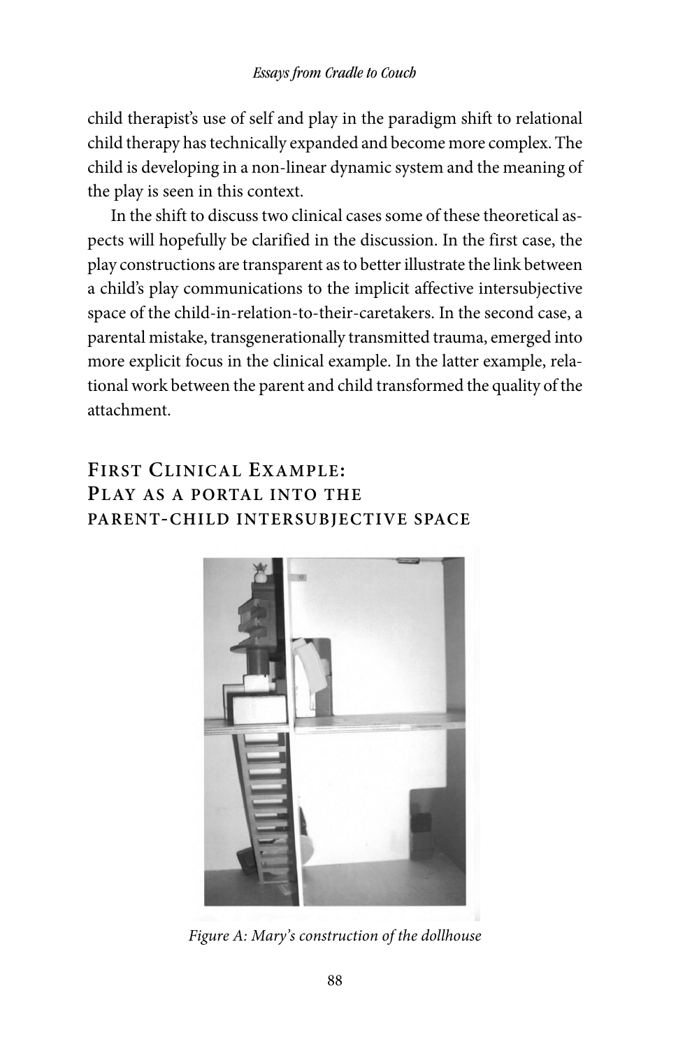child therapist's use of self and play in the paradigm shift to relational child therapy has technically expanded and become more complex. The child is developing in a non-linear dynamic system and the meaning of the play is seen in this context.

In the shift to discuss two clinical cases some of these theoretical aspects will hopefully be clarified in the discussion. In the first case, the play constructions are transparent as to better illustrate the link between a child's play communications to the implicit affective intersubjective space of the child-in-relation-to-their-caretakers. In the second case, a parental mistake, transgenerationally transmitted trauma, emerged into more explicit focus in the clinical example. In the latter example, relational work between the parent and child transformed the quality of the attachment.

## First Clinical Example: Play as a portal into the parent-child intersubjective space

*Figure A: Mary's construction of the dollhouse*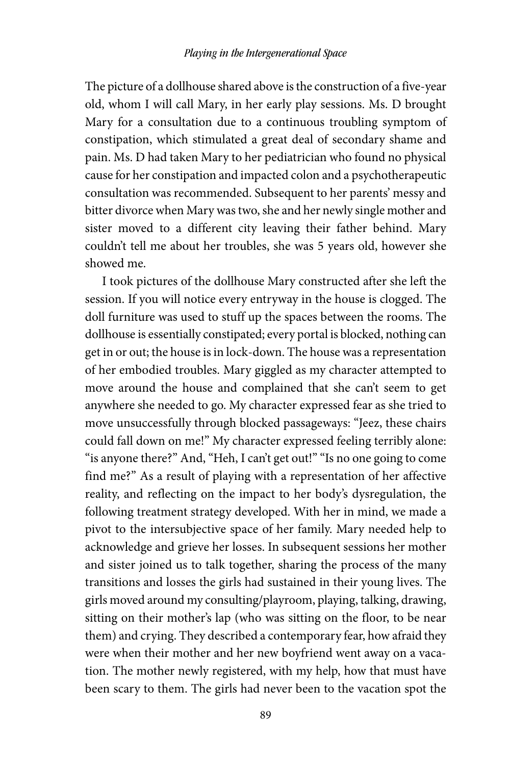The picture of a dollhouse shared above is the construction of a five-year old, whom I will call Mary, in her early play sessions. Ms. D brought Mary for a consultation due to a continuous troubling symptom of constipation, which stimulated a great deal of secondary shame and pain. Ms. D had taken Mary to her pediatrician who found no physical cause for her constipation and impacted colon and a psychotherapeutic consultation was recommended. Subsequent to her parents' messy and bitter divorce when Mary was two, she and her newly single mother and sister moved to a different city leaving their father behind. Mary couldn't tell me about her troubles, she was 5 years old, however she showed me.

I took pictures of the dollhouse Mary constructed after she left the session. If you will notice every entryway in the house is clogged. The doll furniture was used to stuff up the spaces between the rooms. The dollhouse is essentially constipated; every portal is blocked, nothing can get in or out; the house is in lock-down. The house was a representation of her embodied troubles. Mary giggled as my character attempted to move around the house and complained that she can't seem to get anywhere she needed to go. My character expressed fear as she tried to move unsuccessfully through blocked passageways: "Jeez, these chairs could fall down on me!" My character expressed feeling terribly alone: "is anyone there?" And, "Heh, I can't get out!" "Is no one going to come find me?" As a result of playing with a representation of her affective reality, and reflecting on the impact to her body's dysregulation, the following treatment strategy developed. With her in mind, we made a pivot to the intersubjective space of her family. Mary needed help to acknowledge and grieve her losses. In subsequent sessions her mother and sister joined us to talk together, sharing the process of the many transitions and losses the girls had sustained in their young lives. The girls moved around my consulting/playroom, playing, talking, drawing, sitting on their mother's lap (who was sitting on the floor, to be near them) and crying. They described a contemporary fear, how afraid they were when their mother and her new boyfriend went away on a vacation. The mother newly registered, with my help, how that must have been scary to them. The girls had never been to the vacation spot the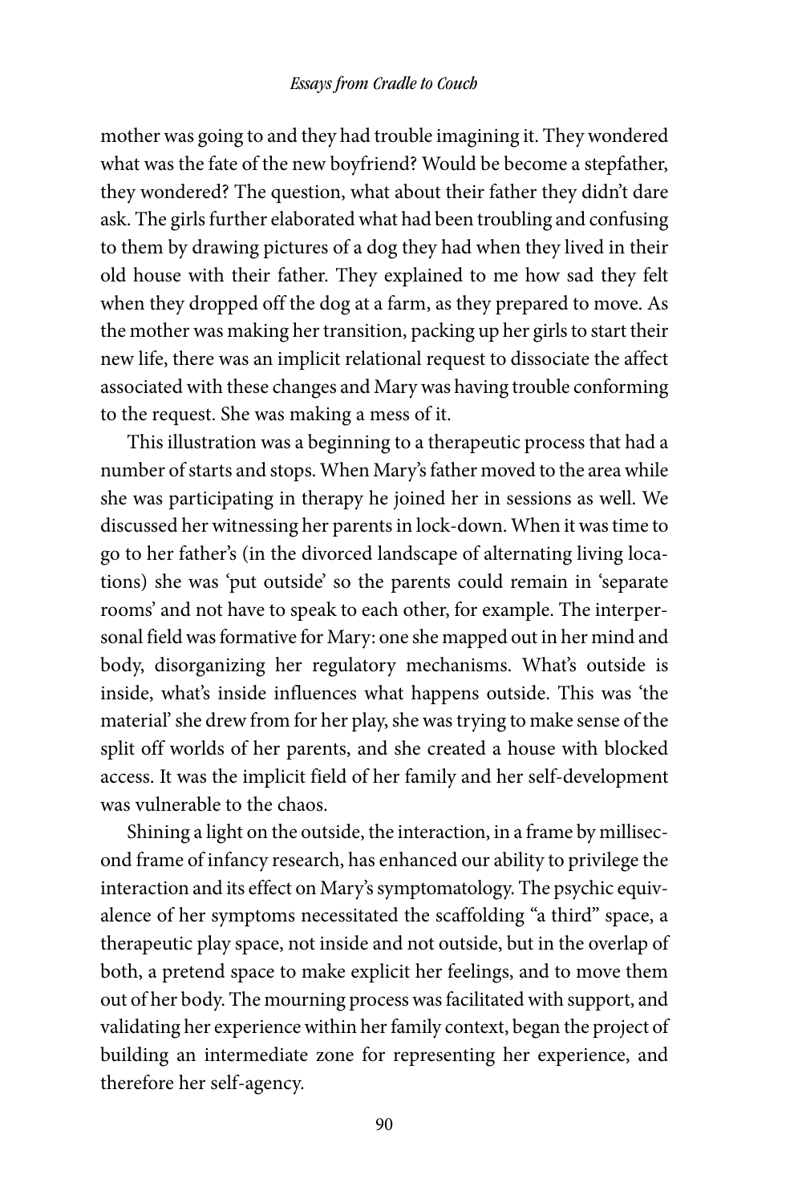mother was going to and they had trouble imagining it. They wondered what was the fate of the new boyfriend? Would be become a stepfather, they wondered? The question, what about their father they didn't dare ask. The girls further elaborated what had been troubling and confusing to them by drawing pictures of a dog they had when they lived in their old house with their father. They explained to me how sad they felt when they dropped off the dog at a farm, as they prepared to move. As the mother was making her transition, packing up her girls to start their new life, there was an implicit relational request to dissociate the affect associated with these changes and Mary was having trouble conforming to the request. She was making a mess of it.

This illustration was a beginning to a therapeutic process that had a number of starts and stops. When Mary's father moved to the area while she was participating in therapy he joined her in sessions as well. We discussed her witnessing her parents in lock-down. When it was time to go to her father's (in the divorced landscape of alternating living locations) she was 'put outside' so the parents could remain in 'separate rooms' and not have to speak to each other, for example. The interpersonal field was formative for Mary: one she mapped out in her mind and body, disorganizing her regulatory mechanisms. What's outside is inside, what's inside influences what happens outside. This was 'the material' she drew from for her play, she was trying to make sense of the split off worlds of her parents, and she created a house with blocked access. It was the implicit field of her family and her self-development was vulnerable to the chaos.

Shining a light on the outside, the interaction, in a frame by millisecond frame of infancy research, has enhanced our ability to privilege the interaction and its effect on Mary's symptomatology. The psychic equivalence of her symptoms necessitated the scaffolding "a third" space, a therapeutic play space, not inside and not outside, but in the overlap of both, a pretend space to make explicit her feelings, and to move them out of her body. The mourning process was facilitated with support, and validating her experience within her family context, began the project of building an intermediate zone for representing her experience, and therefore her self-agency.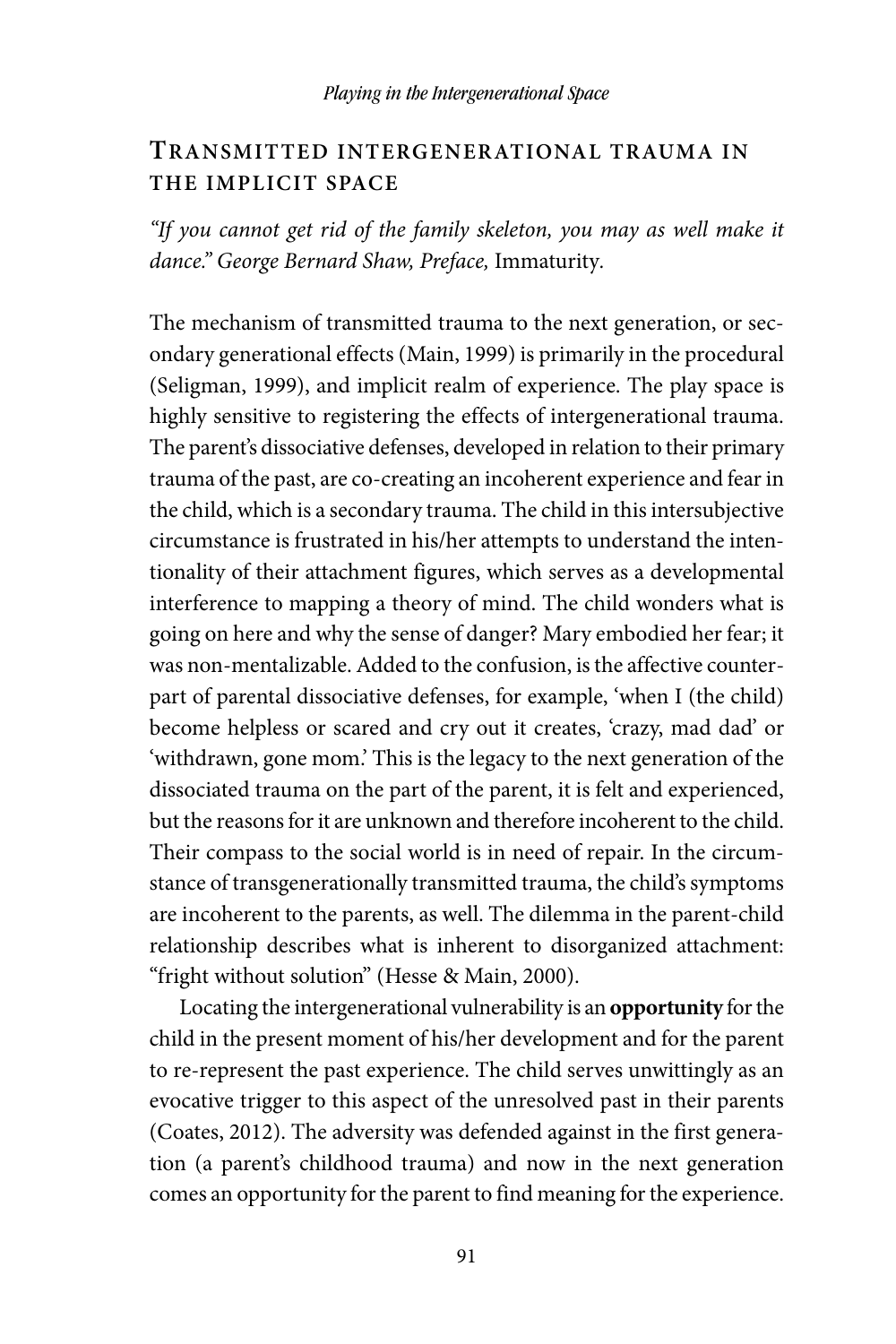## Transmitted intergenerational trauma in the implicit space

*"If you cannot get rid of the family skeleton, you may as well make it dance." George Bernard Shaw, Preface,* Immaturity.

The mechanism of transmitted trauma to the next generation, or secondary generational effects (Main, 1999) is primarily in the procedural (Seligman, 1999), and implicit realm of experience. The play space is highly sensitive to registering the effects of intergenerational trauma. The parent's dissociative defenses, developed in relation to their primary trauma of the past, are co-creating an incoherent experience and fear in the child, which is a secondary trauma. The child in this intersubjective circumstance is frustrated in his/her attempts to understand the intentionality of their attachment figures, which serves as a developmental interference to mapping a theory of mind. The child wonders what is going on here and why the sense of danger? Mary embodied her fear; it was non-mentalizable. Added to the confusion, is the affective counterpart of parental dissociative defenses, for example, 'when I (the child) become helpless or scared and cry out it creates, 'crazy, mad dad' or 'withdrawn, gone mom.' This is the legacy to the next generation of the dissociated trauma on the part of the parent, it is felt and experienced, but the reasons for it are unknown and therefore incoherent to the child. Their compass to the social world is in need of repair. In the circumstance of transgenerationally transmitted trauma, the child's symptoms are incoherent to the parents, as well. The dilemma in the parent-child relationship describes what is inherent to disorganized attachment: "fright without solution" (Hesse & Main, 2000).

Locating the intergenerational vulnerability is an **opportunity** for the child in the present moment of his/her development and for the parent to re-represent the past experience. The child serves unwittingly as an evocative trigger to this aspect of the unresolved past in their parents (Coates, 2012). The adversity was defended against in the first generation (a parent's childhood trauma) and now in the next generation comes an opportunity for the parent to find meaning for the experience.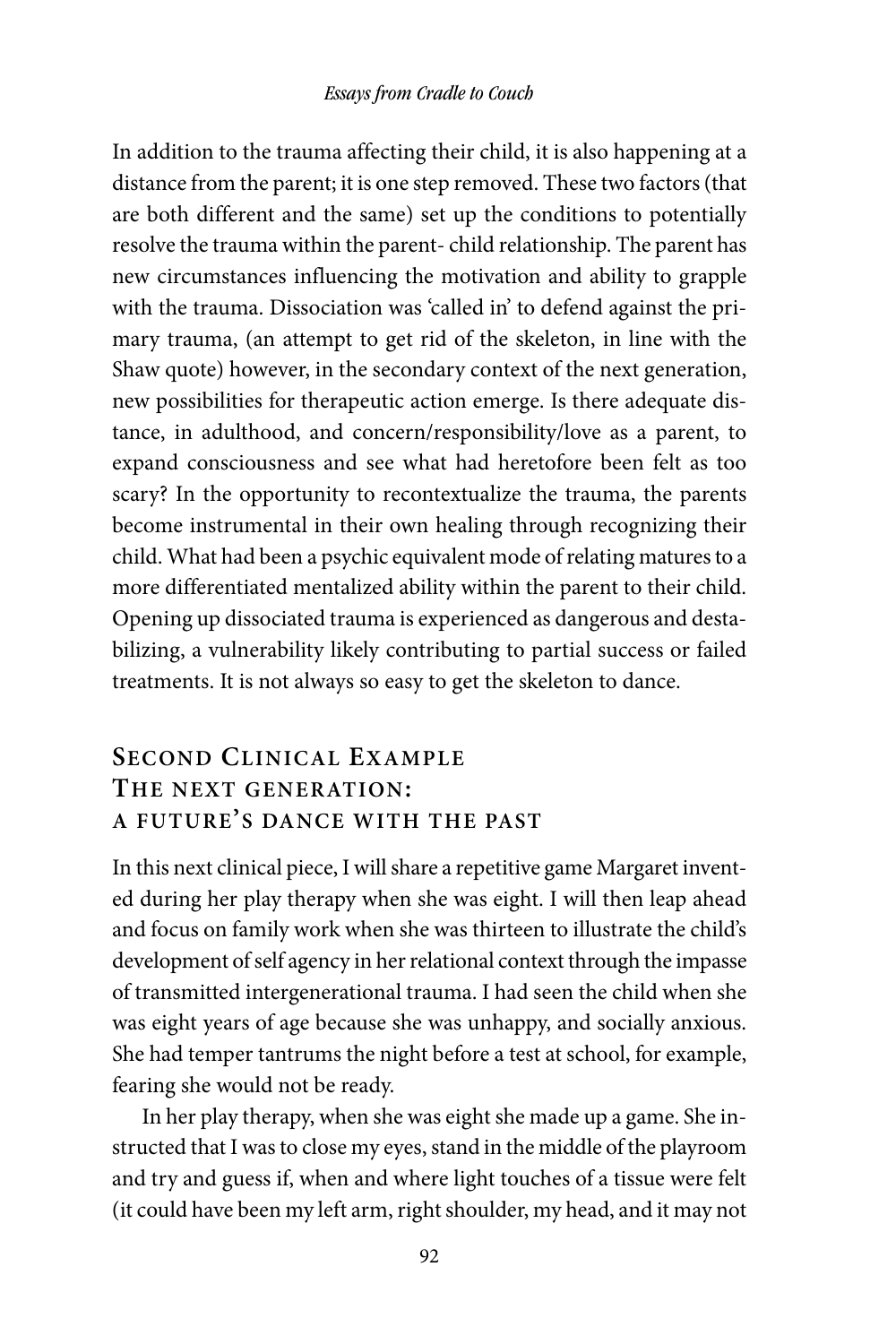In addition to the trauma affecting their child, it is also happening at a distance from the parent; it is one step removed. These two factors (that are both different and the same) set up the conditions to potentially resolve the trauma within the parent- child relationship. The parent has new circumstances influencing the motivation and ability to grapple with the trauma. Dissociation was 'called in' to defend against the primary trauma, (an attempt to get rid of the skeleton, in line with the Shaw quote) however, in the secondary context of the next generation, new possibilities for therapeutic action emerge. Is there adequate distance, in adulthood, and concern/responsibility/love as a parent, to expand consciousness and see what had heretofore been felt as too scary? In the opportunity to recontextualize the trauma, the parents become instrumental in their own healing through recognizing their child. What had been a psychic equivalent mode of relating matures to a more differentiated mentalized ability within the parent to their child. Opening up dissociated trauma is experienced as dangerous and destabilizing, a vulnerability likely contributing to partial success or failed treatments. It is not always so easy to get the skeleton to dance.

## Second Clinical Example
## The next generation: a future's dance with the past

In this next clinical piece, I will share a repetitive game Margaret invented during her play therapy when she was eight. I will then leap ahead and focus on family work when she was thirteen to illustrate the child's development of self agency in her relational context through the impasse of transmitted intergenerational trauma. I had seen the child when she was eight years of age because she was unhappy, and socially anxious. She had temper tantrums the night before a test at school, for example, fearing she would not be ready.

In her play therapy, when she was eight she made up a game. She instructed that I was to close my eyes, stand in the middle of the playroom and try and guess if, when and where light touches of a tissue were felt (it could have been my left arm, right shoulder, my head, and it may not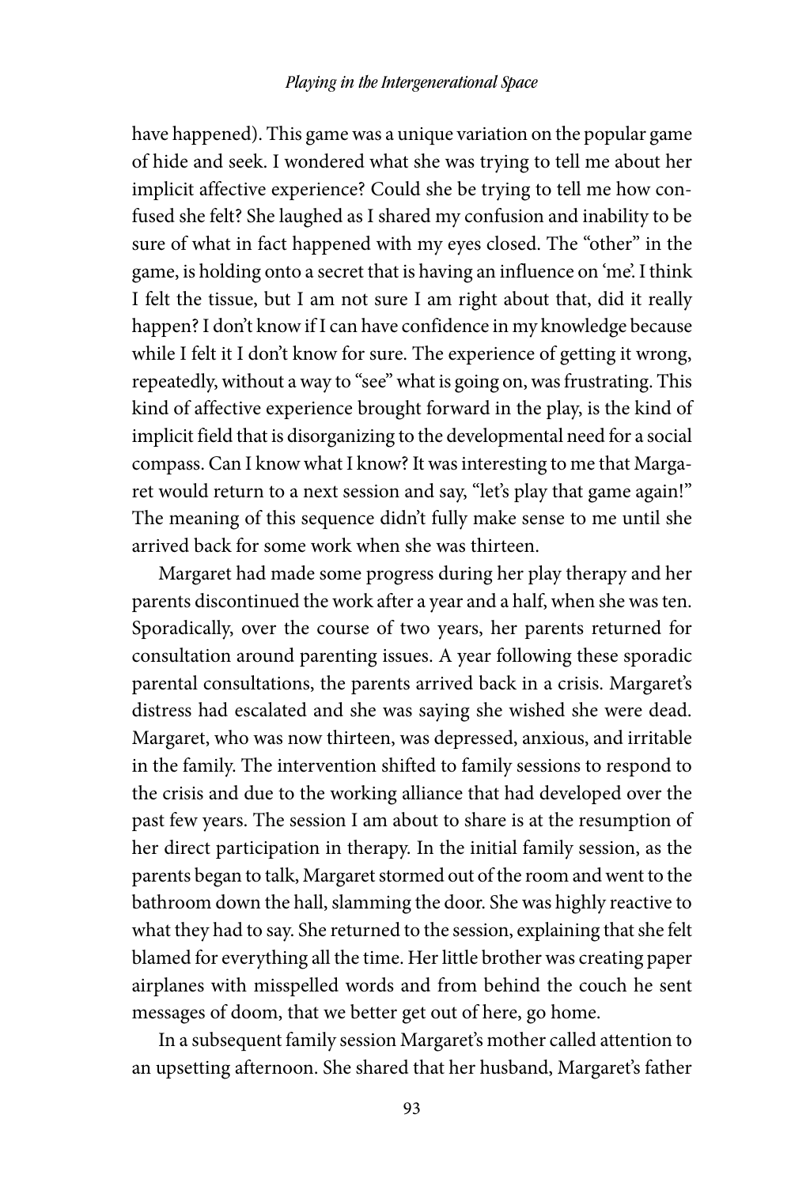have happened). This game was a unique variation on the popular game of hide and seek. I wondered what she was trying to tell me about her implicit affective experience? Could she be trying to tell me how confused she felt? She laughed as I shared my confusion and inability to be sure of what in fact happened with my eyes closed. The "other" in the game, is holding onto a secret that is having an influence on 'me'. I think I felt the tissue, but I am not sure I am right about that, did it really happen? I don't know if I can have confidence in my knowledge because while I felt it I don't know for sure. The experience of getting it wrong, repeatedly, without a way to "see" what is going on, was frustrating. This kind of affective experience brought forward in the play, is the kind of implicit field that is disorganizing to the developmental need for a social compass. Can I know what I know? It was interesting to me that Margaret would return to a next session and say, "let's play that game again!" The meaning of this sequence didn't fully make sense to me until she arrived back for some work when she was thirteen.

Margaret had made some progress during her play therapy and her parents discontinued the work after a year and a half, when she was ten. Sporadically, over the course of two years, her parents returned for consultation around parenting issues. A year following these sporadic parental consultations, the parents arrived back in a crisis. Margaret's distress had escalated and she was saying she wished she were dead. Margaret, who was now thirteen, was depressed, anxious, and irritable in the family. The intervention shifted to family sessions to respond to the crisis and due to the working alliance that had developed over the past few years. The session I am about to share is at the resumption of her direct participation in therapy. In the initial family session, as the parents began to talk, Margaret stormed out of the room and went to the bathroom down the hall, slamming the door. She was highly reactive to what they had to say. She returned to the session, explaining that she felt blamed for everything all the time. Her little brother was creating paper airplanes with misspelled words and from behind the couch he sent messages of doom, that we better get out of here, go home.

In a subsequent family session Margaret's mother called attention to an upsetting afternoon. She shared that her husband, Margaret's father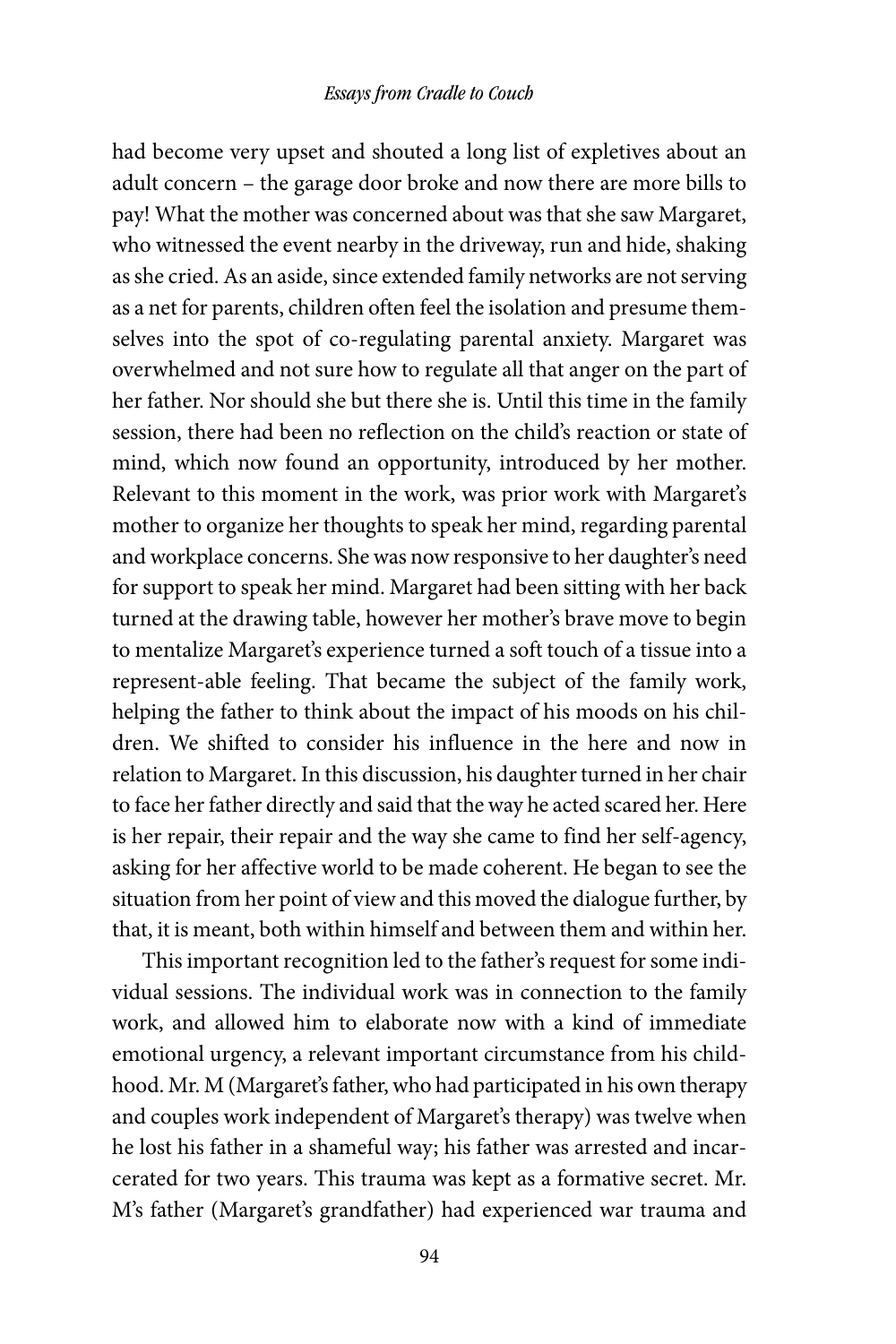had become very upset and shouted a long list of expletives about an adult concern – the garage door broke and now there are more bills to pay! What the mother was concerned about was that she saw Margaret, who witnessed the event nearby in the driveway, run and hide, shaking as she cried. As an aside, since extended family networks are not serving as a net for parents, children often feel the isolation and presume themselves into the spot of co-regulating parental anxiety. Margaret was overwhelmed and not sure how to regulate all that anger on the part of her father. Nor should she but there she is. Until this time in the family session, there had been no reflection on the child's reaction or state of mind, which now found an opportunity, introduced by her mother. Relevant to this moment in the work, was prior work with Margaret's mother to organize her thoughts to speak her mind, regarding parental and workplace concerns. She was now responsive to her daughter's need for support to speak her mind. Margaret had been sitting with her back turned at the drawing table, however her mother's brave move to begin to mentalize Margaret's experience turned a soft touch of a tissue into a represent-able feeling. That became the subject of the family work, helping the father to think about the impact of his moods on his children. We shifted to consider his influence in the here and now in relation to Margaret. In this discussion, his daughter turned in her chair to face her father directly and said that the way he acted scared her. Here is her repair, their repair and the way she came to find her self-agency, asking for her affective world to be made coherent. He began to see the situation from her point of view and this moved the dialogue further, by that, it is meant, both within himself and between them and within her.

This important recognition led to the father's request for some individual sessions. The individual work was in connection to the family work, and allowed him to elaborate now with a kind of immediate emotional urgency, a relevant important circumstance from his childhood. Mr. M (Margaret's father, who had participated in his own therapy and couples work independent of Margaret's therapy) was twelve when he lost his father in a shameful way; his father was arrested and incarcerated for two years. This trauma was kept as a formative secret. Mr. M's father (Margaret's grandfather) had experienced war trauma and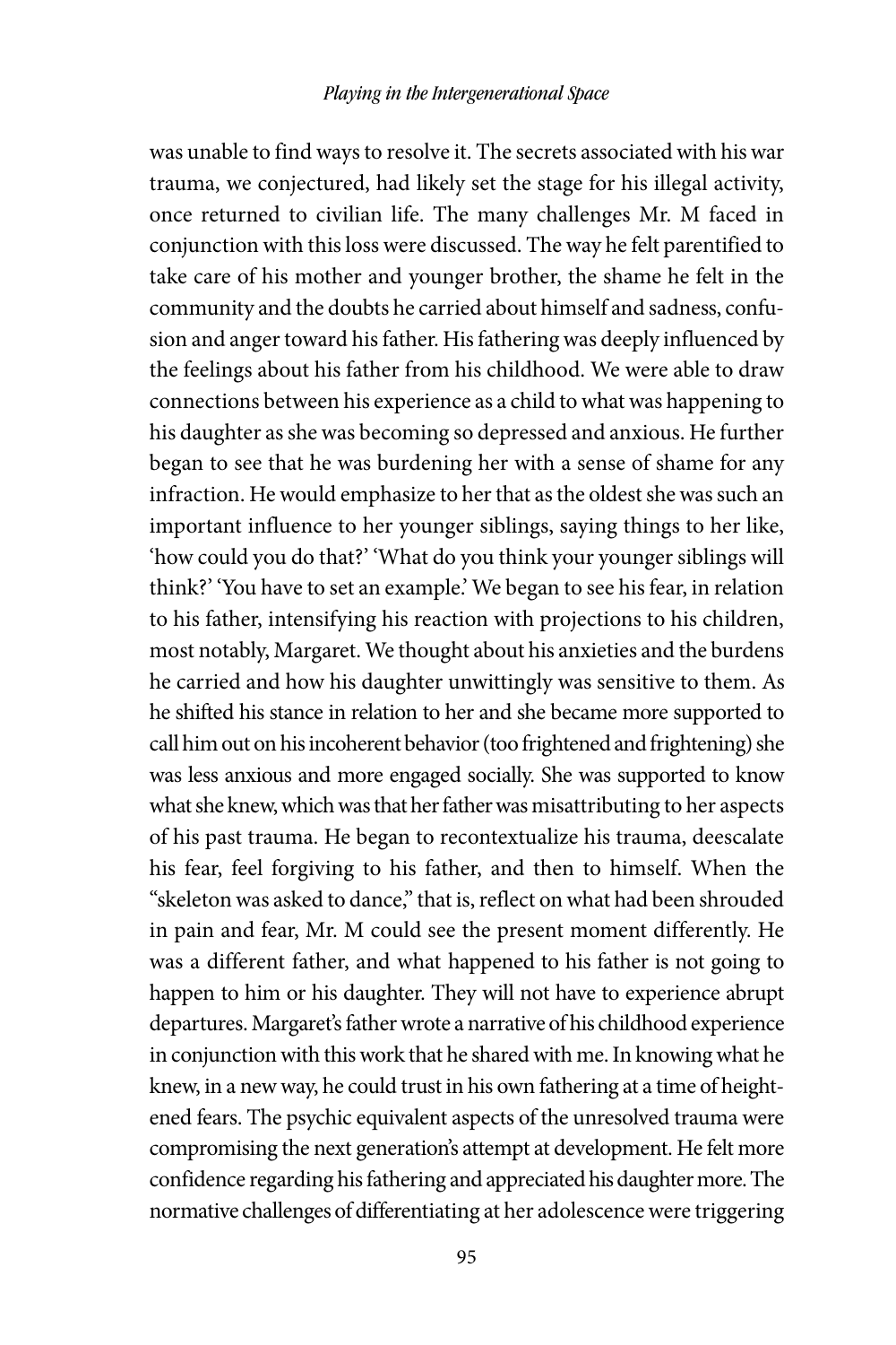was unable to find ways to resolve it. The secrets associated with his war trauma, we conjectured, had likely set the stage for his illegal activity, once returned to civilian life. The many challenges Mr. M faced in conjunction with this loss were discussed. The way he felt parentified to take care of his mother and younger brother, the shame he felt in the community and the doubts he carried about himself and sadness, confusion and anger toward his father. His fathering was deeply influenced by the feelings about his father from his childhood. We were able to draw connections between his experience as a child to what was happening to his daughter as she was becoming so depressed and anxious. He further began to see that he was burdening her with a sense of shame for any infraction. He would emphasize to her that as the oldest she was such an important influence to her younger siblings, saying things to her like, 'how could you do that?' 'What do you think your younger siblings will think?' 'You have to set an example.' We began to see his fear, in relation to his father, intensifying his reaction with projections to his children, most notably, Margaret. We thought about his anxieties and the burdens he carried and how his daughter unwittingly was sensitive to them. As he shifted his stance in relation to her and she became more supported to call him out on his incoherent behavior (too frightened and frightening) she was less anxious and more engaged socially. She was supported to know what she knew, which was that her father was misattributing to her aspects of his past trauma. He began to recontextualize his trauma, deescalate his fear, feel forgiving to his father, and then to himself. When the "skeleton was asked to dance," that is, reflect on what had been shrouded in pain and fear, Mr. M could see the present moment differently. He was a different father, and what happened to his father is not going to happen to him or his daughter. They will not have to experience abrupt departures. Margaret's father wrote a narrative of his childhood experience in conjunction with this work that he shared with me. In knowing what he knew, in a new way, he could trust in his own fathering at a time of heightened fears. The psychic equivalent aspects of the unresolved trauma were compromising the next generation's attempt at development. He felt more confidence regarding his fathering and appreciated his daughter more. The normative challenges of differentiating at her adolescence were triggering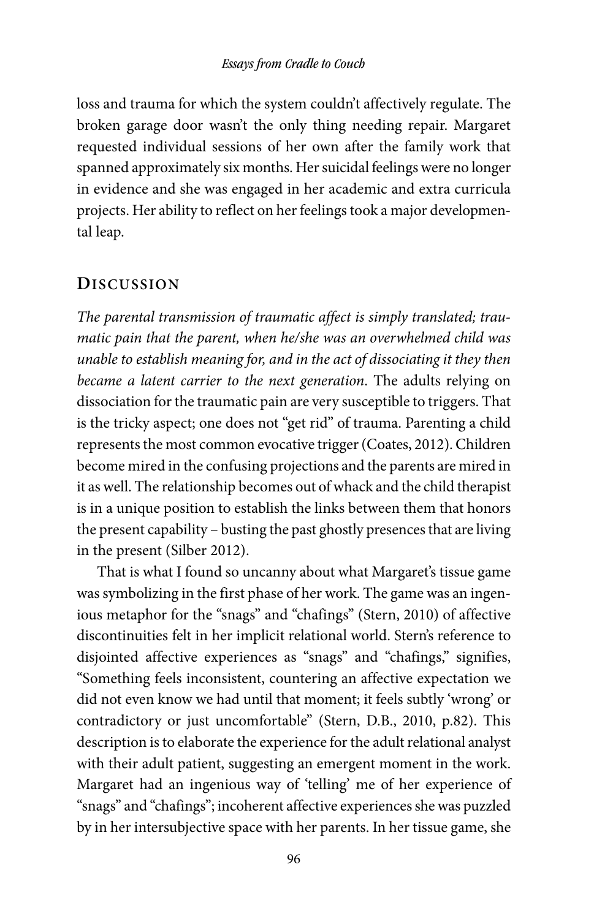loss and trauma for which the system couldn't affectively regulate. The broken garage door wasn't the only thing needing repair. Margaret requested individual sessions of her own after the family work that spanned approximately six months. Her suicidal feelings were no longer in evidence and she was engaged in her academic and extra curricula projects. Her ability to reflect on her feelings took a major developmental leap.

## Discussion

*The parental transmission of traumatic affect is simply translated; traumatic pain that the parent, when he/she was an overwhelmed child was unable to establish meaning for, and in the act of dissociating it they then became a latent carrier to the next generation*. The adults relying on dissociation for the traumatic pain are very susceptible to triggers. That is the tricky aspect; one does not "get rid" of trauma. Parenting a child represents the most common evocative trigger (Coates, 2012). Children become mired in the confusing projections and the parents are mired in it as well. The relationship becomes out of whack and the child therapist is in a unique position to establish the links between them that honors the present capability – busting the past ghostly presences that are living in the present (Silber 2012).

That is what I found so uncanny about what Margaret's tissue game was symbolizing in the first phase of her work. The game was an ingenious metaphor for the "snags" and "chafings" (Stern, 2010) of affective discontinuities felt in her implicit relational world. Stern's reference to disjointed affective experiences as "snags" and "chafings," signifies, "Something feels inconsistent, countering an affective expectation we did not even know we had until that moment; it feels subtly 'wrong' or contradictory or just uncomfortable" (Stern, D.B., 2010, p.82). This description is to elaborate the experience for the adult relational analyst with their adult patient, suggesting an emergent moment in the work. Margaret had an ingenious way of 'telling' me of her experience of "snags" and "chafings"; incoherent affective experiences she was puzzled by in her intersubjective space with her parents. In her tissue game, she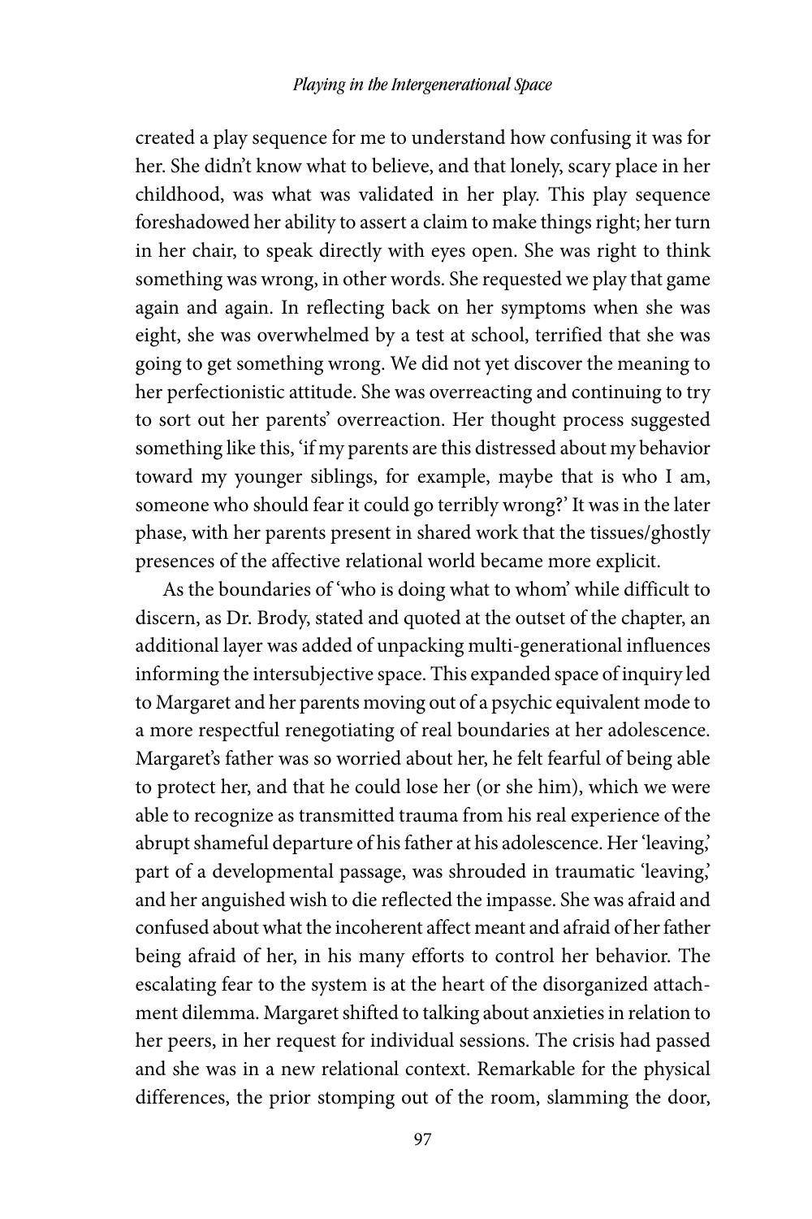created a play sequence for me to understand how confusing it was for her. She didn't know what to believe, and that lonely, scary place in her childhood, was what was validated in her play. This play sequence foreshadowed her ability to assert a claim to make things right; her turn in her chair, to speak directly with eyes open. She was right to think something was wrong, in other words. She requested we play that game again and again. In reflecting back on her symptoms when she was eight, she was overwhelmed by a test at school, terrified that she was going to get something wrong. We did not yet discover the meaning to her perfectionistic attitude. She was overreacting and continuing to try to sort out her parents' overreaction. Her thought process suggested something like this, 'if my parents are this distressed about my behavior toward my younger siblings, for example, maybe that is who I am, someone who should fear it could go terribly wrong?' It was in the later phase, with her parents present in shared work that the tissues/ghostly presences of the affective relational world became more explicit.

As the boundaries of 'who is doing what to whom' while difficult to discern, as Dr. Brody, stated and quoted at the outset of the chapter, an additional layer was added of unpacking multi-generational influences informing the intersubjective space. This expanded space of inquiry led to Margaret and her parents moving out of a psychic equivalent mode to a more respectful renegotiating of real boundaries at her adolescence. Margaret's father was so worried about her, he felt fearful of being able to protect her, and that he could lose her (or she him), which we were able to recognize as transmitted trauma from his real experience of the abrupt shameful departure of his father at his adolescence. Her 'leaving,' part of a developmental passage, was shrouded in traumatic 'leaving,' and her anguished wish to die reflected the impasse. She was afraid and confused about what the incoherent affect meant and afraid of her father being afraid of her, in his many efforts to control her behavior. The escalating fear to the system is at the heart of the disorganized attachment dilemma. Margaret shifted to talking about anxieties in relation to her peers, in her request for individual sessions. The crisis had passed and she was in a new relational context. Remarkable for the physical differences, the prior stomping out of the room, slamming the door,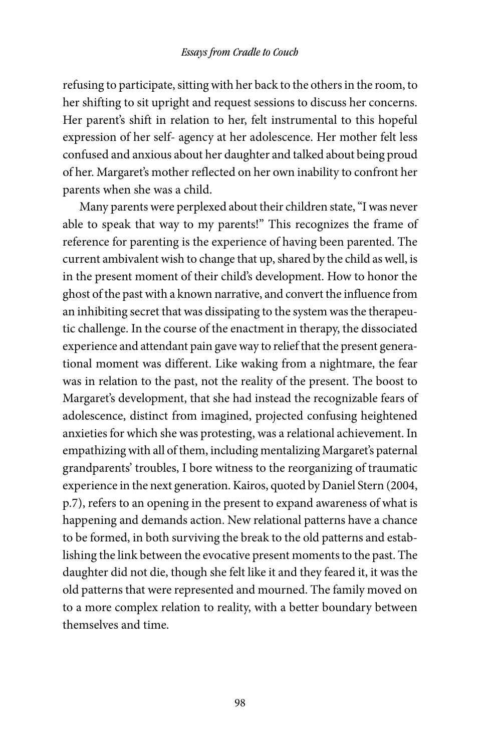refusing to participate, sitting with her back to the others in the room, to her shifting to sit upright and request sessions to discuss her concerns. Her parent's shift in relation to her, felt instrumental to this hopeful expression of her self- agency at her adolescence. Her mother felt less confused and anxious about her daughter and talked about being proud of her. Margaret's mother reflected on her own inability to confront her parents when she was a child.

Many parents were perplexed about their children state, "I was never able to speak that way to my parents!" This recognizes the frame of reference for parenting is the experience of having been parented. The current ambivalent wish to change that up, shared by the child as well, is in the present moment of their child's development. How to honor the ghost of the past with a known narrative, and convert the influence from an inhibiting secret that was dissipating to the system was the therapeutic challenge. In the course of the enactment in therapy, the dissociated experience and attendant pain gave way to relief that the present generational moment was different. Like waking from a nightmare, the fear was in relation to the past, not the reality of the present. The boost to Margaret's development, that she had instead the recognizable fears of adolescence, distinct from imagined, projected confusing heightened anxieties for which she was protesting, was a relational achievement. In empathizing with all of them, including mentalizing Margaret's paternal grandparents' troubles, I bore witness to the reorganizing of traumatic experience in the next generation. Kairos, quoted by Daniel Stern (2004, p.7), refers to an opening in the present to expand awareness of what is happening and demands action. New relational patterns have a chance to be formed, in both surviving the break to the old patterns and establishing the link between the evocative present moments to the past. The daughter did not die, though she felt like it and they feared it, it was the old patterns that were represented and mourned. The family moved on to a more complex relation to reality, with a better boundary between themselves and time.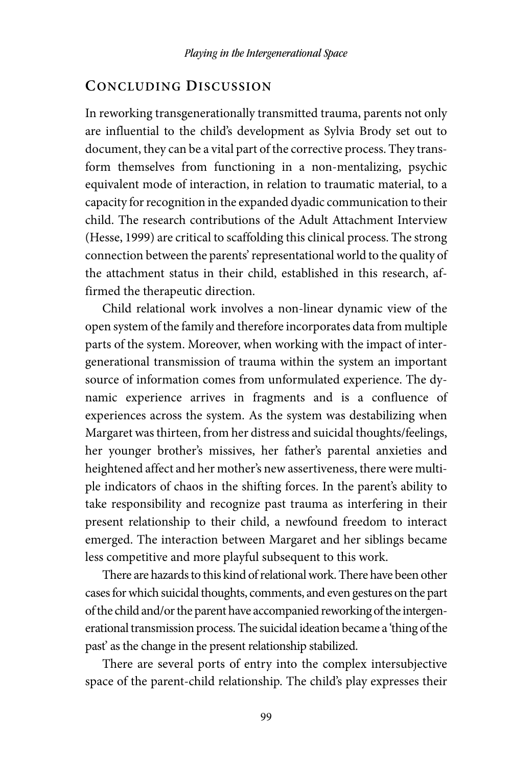## Concluding Discussion

In reworking transgenerationally transmitted trauma, parents not only are influential to the child's development as Sylvia Brody set out to document, they can be a vital part of the corrective process. They transform themselves from functioning in a non-mentalizing, psychic equivalent mode of interaction, in relation to traumatic material, to a capacity for recognition in the expanded dyadic communication to their child. The research contributions of the Adult Attachment Interview (Hesse, 1999) are critical to scaffolding this clinical process. The strong connection between the parents' representational world to the quality of the attachment status in their child, established in this research, affirmed the therapeutic direction.

Child relational work involves a non-linear dynamic view of the open system of the family and therefore incorporates data from multiple parts of the system. Moreover, when working with the impact of intergenerational transmission of trauma within the system an important source of information comes from unformulated experience. The dynamic experience arrives in fragments and is a confluence of experiences across the system. As the system was destabilizing when Margaret was thirteen, from her distress and suicidal thoughts/feelings, her younger brother's missives, her father's parental anxieties and heightened affect and her mother's new assertiveness, there were multiple indicators of chaos in the shifting forces. In the parent's ability to take responsibility and recognize past trauma as interfering in their present relationship to their child, a newfound freedom to interact emerged. The interaction between Margaret and her siblings became less competitive and more playful subsequent to this work.

There are hazards to this kind of relational work. There have been other cases for which suicidal thoughts, comments, and even gestures on the part of the child and/or the parent have accompanied reworking of the intergenerational transmission process. The suicidal ideation became a 'thing of the past' as the change in the present relationship stabilized.

There are several ports of entry into the complex intersubjective space of the parent-child relationship. The child's play expresses their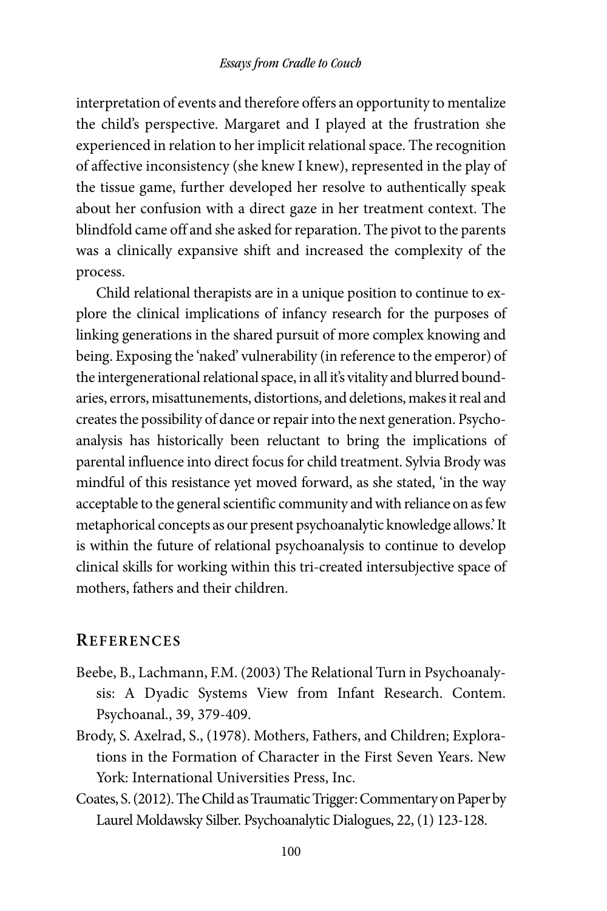interpretation of events and therefore offers an opportunity to mentalize the child's perspective. Margaret and I played at the frustration she experienced in relation to her implicit relational space. The recognition of affective inconsistency (she knew I knew), represented in the play of the tissue game, further developed her resolve to authentically speak about her confusion with a direct gaze in her treatment context. The blindfold came off and she asked for reparation. The pivot to the parents was a clinically expansive shift and increased the complexity of the process.

Child relational therapists are in a unique position to continue to explore the clinical implications of infancy research for the purposes of linking generations in the shared pursuit of more complex knowing and being. Exposing the 'naked' vulnerability (in reference to the emperor) of the intergenerational relational space, in all it's vitality and blurred boundaries, errors, misattunements, distortions, and deletions, makes it real and creates the possibility of dance or repair into the next generation. Psychoanalysis has historically been reluctant to bring the implications of parental influence into direct focus for child treatment. Sylvia Brody was mindful of this resistance yet moved forward, as she stated, 'in the way acceptable to the general scientific community and with reliance on as few metaphorical concepts as our present psychoanalytic knowledge allows.' It is within the future of relational psychoanalysis to continue to develop clinical skills for working within this tri-created intersubjective space of mothers, fathers and their children.

## References

Beebe, B., Lachmann, F.M. (2003) The Relational Turn in Psychoanalysis: A Dyadic Systems View from Infant Research. Contem. Psychoanal., 39, 379-409.

Brody, S. Axelrad, S., (1978). Mothers, Fathers, and Children; Explorations in the Formation of Character in the First Seven Years. New York: International Universities Press, Inc.

Coates, S. (2012). The Child as Traumatic Trigger: Commentary on Paper by Laurel Moldawsky Silber. Psychoanalytic Dialogues, 22, (1) 123-128.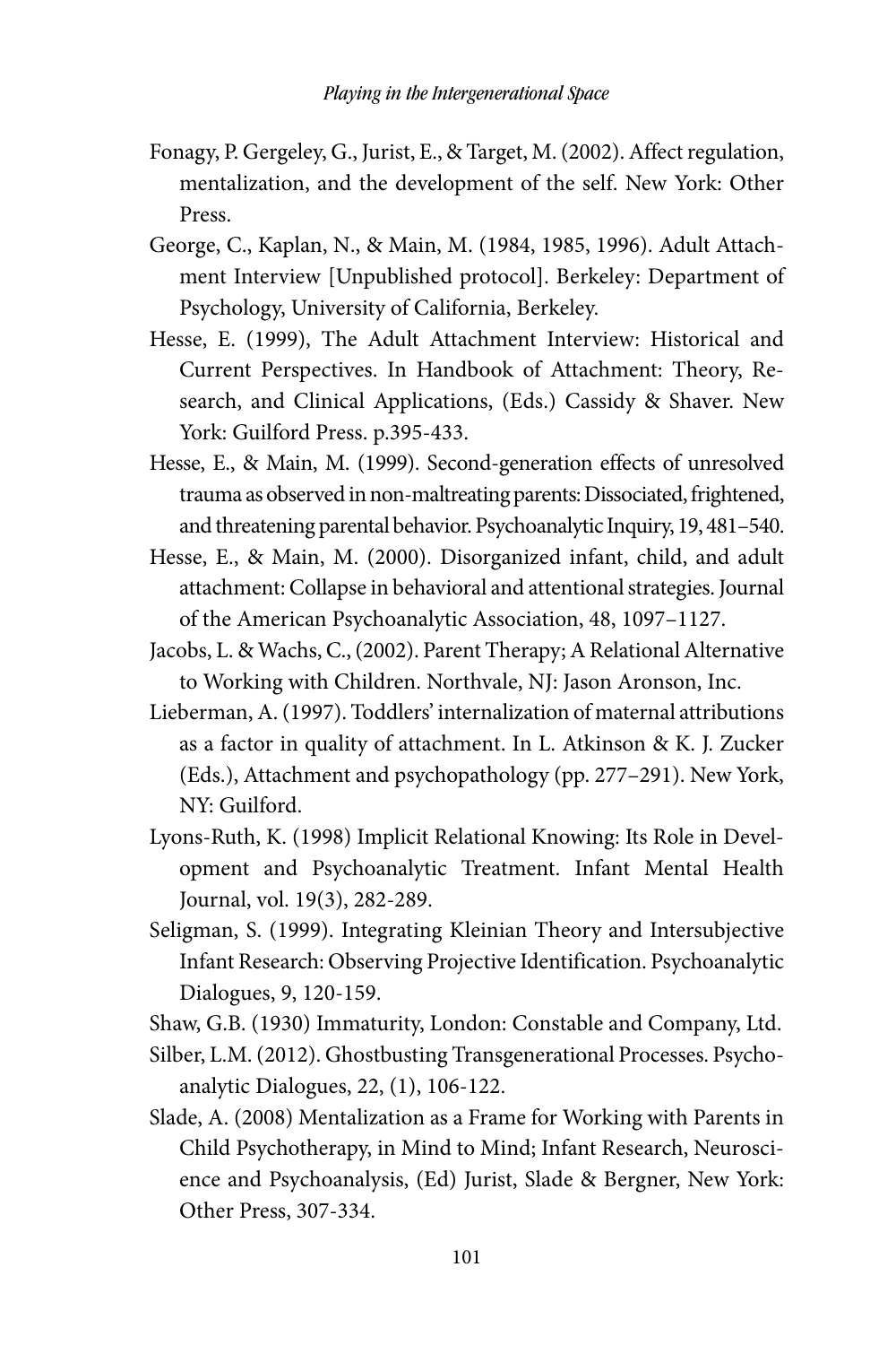Fonagy, P. Gergeley, G., Jurist, E., & Target, M. (2002). Affect regulation, mentalization, and the development of the self. New York: Other Press.

George, C., Kaplan, N., & Main, M. (1984, 1985, 1996). Adult Attachment Interview [Unpublished protocol]. Berkeley: Department of Psychology, University of California, Berkeley.

Hesse, E. (1999), The Adult Attachment Interview: Historical and Current Perspectives. In Handbook of Attachment: Theory, Research, and Clinical Applications, (Eds.) Cassidy & Shaver. New York: Guilford Press. p.395-433.

Hesse, E., & Main, M. (1999). Second-generation effects of unresolved trauma as observed in non-maltreating parents: Dissociated, frightened, and threatening parental behavior. Psychoanalytic Inquiry, 19, 481–540.

Hesse, E., & Main, M. (2000). Disorganized infant, child, and adult attachment: Collapse in behavioral and attentional strategies. Journal of the American Psychoanalytic Association, 48, 1097–1127.

Jacobs, L. & Wachs, C., (2002). Parent Therapy; A Relational Alternative to Working with Children. Northvale, NJ: Jason Aronson, Inc.

Lieberman, A. (1997). Toddlers' internalization of maternal attributions as a factor in quality of attachment. In L. Atkinson & K. J. Zucker (Eds.), Attachment and psychopathology (pp. 277–291). New York, NY: Guilford.

Lyons-Ruth, K. (1998) Implicit Relational Knowing: Its Role in Development and Psychoanalytic Treatment. Infant Mental Health Journal, vol. 19(3), 282-289.

Seligman, S. (1999). Integrating Kleinian Theory and Intersubjective Infant Research: Observing Projective Identification. Psychoanalytic Dialogues, 9, 120-159.

Shaw, G.B. (1930) Immaturity, London: Constable and Company, Ltd.

Silber, L.M. (2012). Ghostbusting Transgenerational Processes. Psychoanalytic Dialogues, 22, (1), 106-122.

Slade, A. (2008) Mentalization as a Frame for Working with Parents in Child Psychotherapy, in Mind to Mind; Infant Research, Neuroscience and Psychoanalysis, (Ed) Jurist, Slade & Bergner, New York: Other Press, 307-334.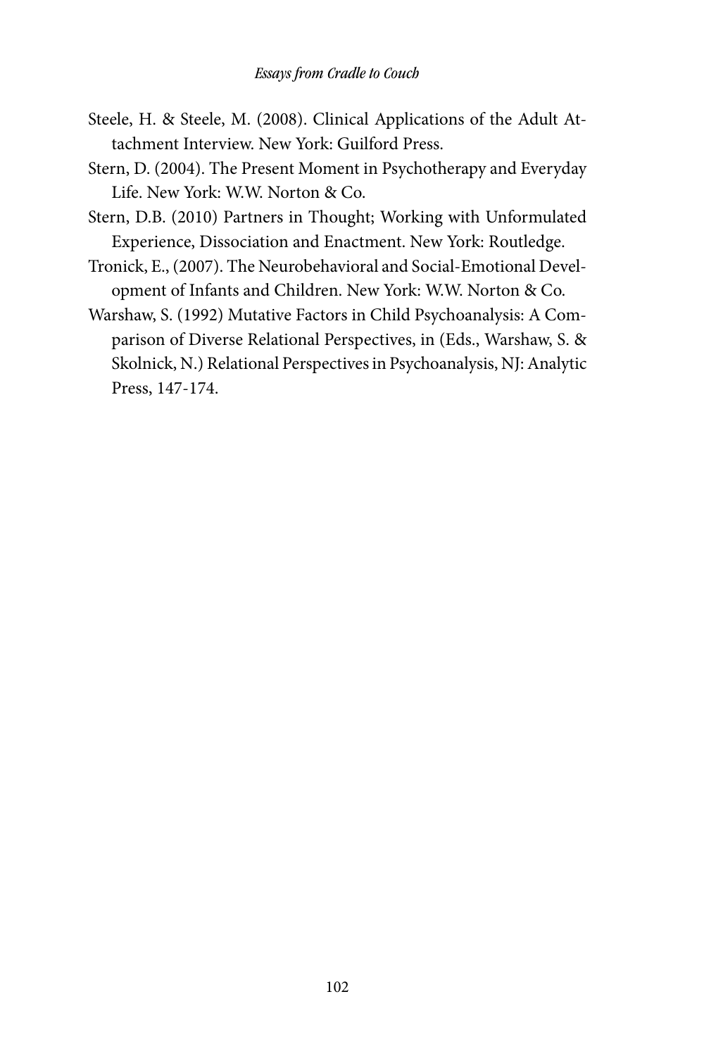Steele, H. & Steele, M. (2008). Clinical Applications of the Adult Attachment Interview. New York: Guilford Press.

Stern, D. (2004). The Present Moment in Psychotherapy and Everyday Life. New York: W.W. Norton & Co.

Stern, D.B. (2010) Partners in Thought; Working with Unformulated Experience, Dissociation and Enactment. New York: Routledge.

Tronick, E., (2007). The Neurobehavioral and Social-Emotional Development of Infants and Children. New York: W.W. Norton & Co.

Warshaw, S. (1992) Mutative Factors in Child Psychoanalysis: A Comparison of Diverse Relational Perspectives, in (Eds., Warshaw, S. & Skolnick, N.) Relational Perspectives in Psychoanalysis, NJ: Analytic Press, 147-174.